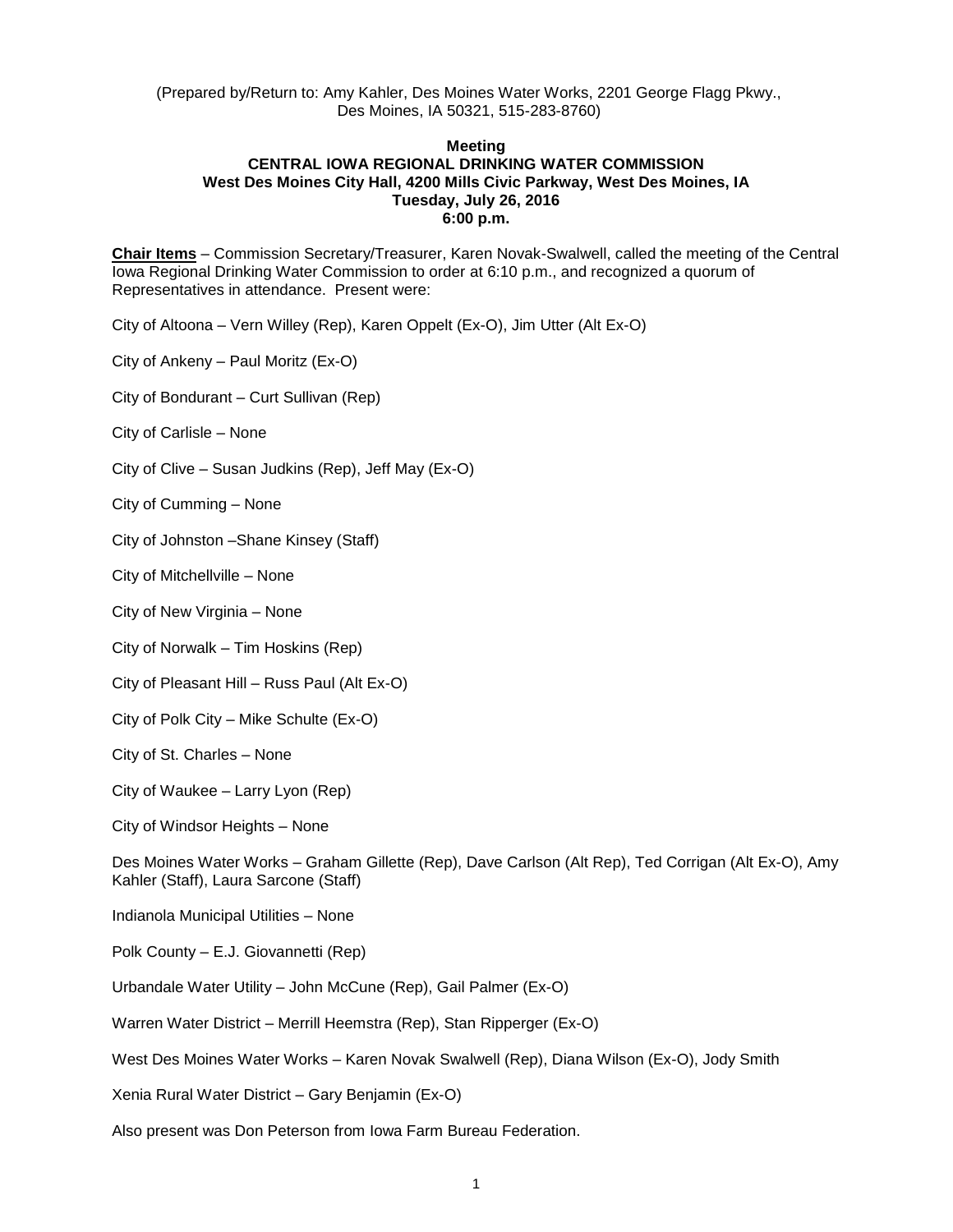(Prepared by/Return to: Amy Kahler, Des Moines Water Works, 2201 George Flagg Pkwy., Des Moines, IA 50321, 515-283-8760)

**Meeting**
**CENTRAL IOWA REGIONAL DRINKING WATER COMMISSION**
**West Des Moines City Hall, 4200 Mills Civic Parkway, West Des Moines, IA**
**Tuesday, July 26, 2016**
**6:00 p.m.**

**Chair Items** – Commission Secretary/Treasurer, Karen Novak-Swalwell, called the meeting of the Central Iowa Regional Drinking Water Commission to order at 6:10 p.m., and recognized a quorum of Representatives in attendance. Present were:

City of Altoona – Vern Willey (Rep), Karen Oppelt (Ex-O), Jim Utter (Alt Ex-O)

City of Ankeny – Paul Moritz (Ex-O)

City of Bondurant – Curt Sullivan (Rep)

City of Carlisle – None

City of Clive – Susan Judkins (Rep), Jeff May (Ex-O)

City of Cumming – None

City of Johnston –Shane Kinsey (Staff)

City of Mitchellville – None

City of New Virginia – None

City of Norwalk – Tim Hoskins (Rep)

City of Pleasant Hill – Russ Paul (Alt Ex-O)

City of Polk City – Mike Schulte (Ex-O)

City of St. Charles – None

City of Waukee – Larry Lyon (Rep)

City of Windsor Heights – None

Des Moines Water Works – Graham Gillette (Rep), Dave Carlson (Alt Rep), Ted Corrigan (Alt Ex-O), Amy Kahler (Staff), Laura Sarcone (Staff)

Indianola Municipal Utilities – None

Polk County – E.J. Giovannetti (Rep)

Urbandale Water Utility – John McCune (Rep), Gail Palmer (Ex-O)

Warren Water District – Merrill Heemstra (Rep), Stan Ripperger (Ex-O)

West Des Moines Water Works – Karen Novak Swalwell (Rep), Diana Wilson (Ex-O), Jody Smith

Xenia Rural Water District – Gary Benjamin (Ex-O)

Also present was Don Peterson from Iowa Farm Bureau Federation.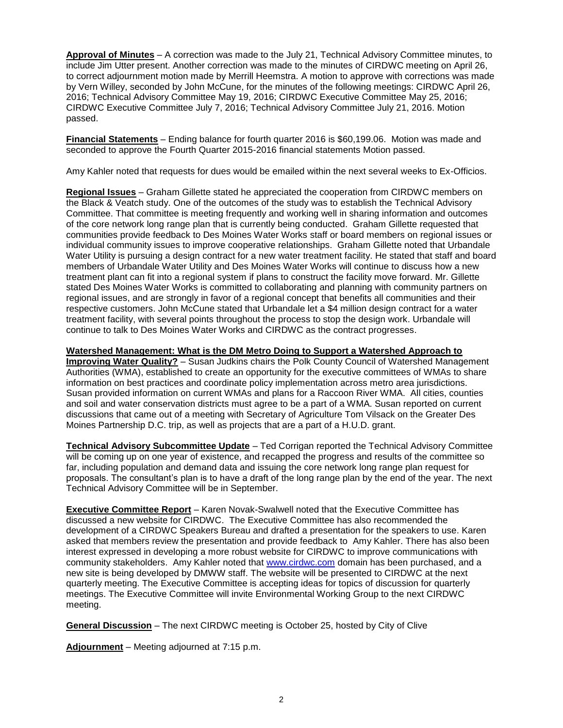**Approval of Minutes** – A correction was made to the July 21, Technical Advisory Committee minutes, to include Jim Utter present. Another correction was made to the minutes of CIRDWC meeting on April 26, to correct adjournment motion made by Merrill Heemstra. A motion to approve with corrections was made by Vern Willey, seconded by John McCune, for the minutes of the following meetings: CIRDWC April 26, 2016; Technical Advisory Committee May 19, 2016; CIRDWC Executive Committee May 25, 2016; CIRDWC Executive Committee July 7, 2016; Technical Advisory Committee July 21, 2016. Motion passed.

**Financial Statements** – Ending balance for fourth quarter 2016 is $60,199.06. Motion was made and seconded to approve the Fourth Quarter 2015-2016 financial statements Motion passed.

Amy Kahler noted that requests for dues would be emailed within the next several weeks to Ex-Officios.

**Regional Issues** – Graham Gillette stated he appreciated the cooperation from CIRDWC members on the Black & Veatch study. One of the outcomes of the study was to establish the Technical Advisory Committee. That committee is meeting frequently and working well in sharing information and outcomes of the core network long range plan that is currently being conducted. Graham Gillette requested that communities provide feedback to Des Moines Water Works staff or board members on regional issues or individual community issues to improve cooperative relationships. Graham Gillette noted that Urbandale Water Utility is pursuing a design contract for a new water treatment facility. He stated that staff and board members of Urbandale Water Utility and Des Moines Water Works will continue to discuss how a new treatment plant can fit into a regional system if plans to construct the facility move forward. Mr. Gillette stated Des Moines Water Works is committed to collaborating and planning with community partners on regional issues, and are strongly in favor of a regional concept that benefits all communities and their respective customers. John McCune stated that Urbandale let a $4 million design contract for a water treatment facility, with several points throughout the process to stop the design work. Urbandale will continue to talk to Des Moines Water Works and CIRDWC as the contract progresses.

**Watershed Management: What is the DM Metro Doing to Support a Watershed Approach to Improving Water Quality?** – Susan Judkins chairs the Polk County Council of Watershed Management Authorities (WMA), established to create an opportunity for the executive committees of WMAs to share information on best practices and coordinate policy implementation across metro area jurisdictions. Susan provided information on current WMAs and plans for a Raccoon River WMA. All cities, counties and soil and water conservation districts must agree to be a part of a WMA. Susan reported on current discussions that came out of a meeting with Secretary of Agriculture Tom Vilsack on the Greater Des Moines Partnership D.C. trip, as well as projects that are a part of a H.U.D. grant.

**Technical Advisory Subcommittee Update** – Ted Corrigan reported the Technical Advisory Committee will be coming up on one year of existence, and recapped the progress and results of the committee so far, including population and demand data and issuing the core network long range plan request for proposals. The consultant's plan is to have a draft of the long range plan by the end of the year. The next Technical Advisory Committee will be in September.

**Executive Committee Report** – Karen Novak-Swalwell noted that the Executive Committee has discussed a new website for CIRDWC. The Executive Committee has also recommended the development of a CIRDWC Speakers Bureau and drafted a presentation for the speakers to use. Karen asked that members review the presentation and provide feedback to Amy Kahler. There has also been interest expressed in developing a more robust website for CIRDWC to improve communications with community stakeholders. Amy Kahler noted that www.cirdwc.com domain has been purchased, and a new site is being developed by DMWW staff. The website will be presented to CIRDWC at the next quarterly meeting. The Executive Committee is accepting ideas for topics of discussion for quarterly meetings. The Executive Committee will invite Environmental Working Group to the next CIRDWC meeting.

**General Discussion** – The next CIRDWC meeting is October 25, hosted by City of Clive

**Adjournment** – Meeting adjourned at 7:15 p.m.